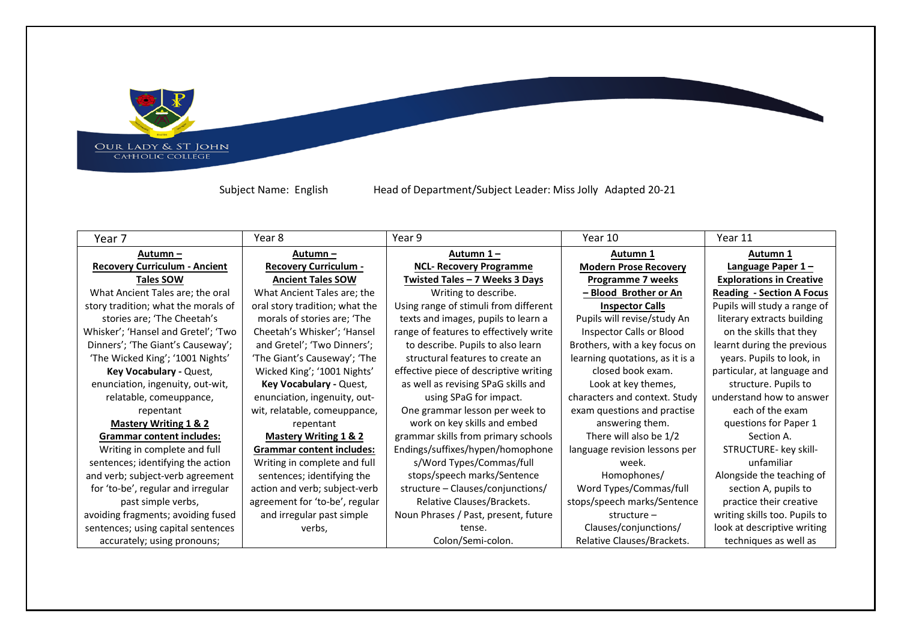OUR LADY & ST JOHN CATHOLIC COLLEGE

Subject Name: English    Head of Department/Subject Leader: Miss Jolly  Adapted 20-21

| Year 7 | Year 8 | Year 9 | Year 10 | Year 11 |
|---|---|---|---|---|
| **Autumn – Recovery Curriculum - Ancient Tales SOW**<br>What Ancient Tales are; the oral story tradition; what the morals of stories are; 'The Cheetah's Whisker'; 'Hansel and Gretel'; 'Two Dinners'; 'The Giant's Causeway'; 'The Wicked King'; '1001 Nights'<br>**Key Vocabulary -** Quest, enunciation, ingenuity, out-wit, relatable, comeuppance, repentant<br>**Mastery Writing 1 & 2**<br>**Grammar content includes:**<br>Writing in complete and full sentences; identifying the action and verb; subject-verb agreement for 'to-be', regular and irregular past simple verbs, avoiding fragments; avoiding fused sentences; using capital sentences accurately; using pronouns; | **Autumn – Recovery Curriculum - Ancient Tales SOW**<br>What Ancient Tales are; the oral story tradition; what the morals of stories are; 'The Cheetah's Whisker'; 'Hansel and Gretel'; 'Two Dinners'; 'The Giant's Causeway'; 'The Wicked King'; '1001 Nights'<br>**Key Vocabulary -** Quest, enunciation, ingenuity, out-wit, relatable, comeuppance, repentant<br>**Mastery Writing 1 & 2**<br>**Grammar content includes:**<br>Writing in complete and full sentences; identifying the action and verb; subject-verb agreement for 'to-be', regular and irregular past simple verbs, | **Autumn 1 – NCL- Recovery Programme Twisted Tales – 7 Weeks 3 Days**<br>Writing to describe.<br>Using range of stimuli from different texts and images, pupils to learn a range of features to effectively write to describe. Pupils to also learn structural features to create an effective piece of descriptive writing as well as revising SPaG skills and using SPaG for impact.<br>One grammar lesson per week to work on key skills and embed grammar skills from primary schools<br>Endings/suffixes/hypen/homophones/Word Types/Commas/full stops/speech marks/Sentence structure – Clauses/conjunctions/ Relative Clauses/Brackets.<br>Noun Phrases / Past, present, future tense.<br>Colon/Semi-colon. | **Autumn 1 Modern Prose Recovery Programme 7 weeks – Blood Brother or An Inspector Calls**<br>Pupils will revise/study An Inspector Calls or Blood Brothers, with a key focus on learning quotations, as it is a closed book exam.<br>Look at key themes, characters and context. Study exam questions and practise answering them.<br>There will also be 1/2 language revision lessons per week.<br>Homophones/ Word Types/Commas/full stops/speech marks/Sentence structure – Clauses/conjunctions/ Relative Clauses/Brackets. | **Autumn 1 Language Paper 1 – Explorations in Creative Reading - Section A Focus**<br>Pupils will study a range of literary extracts building on the skills that they learnt during the previous years. Pupils to look, in particular, at language and structure. Pupils to understand how to answer each of the exam questions for Paper 1 Section A.<br>STRUCTURE- key skill-unfamiliar<br>Alongside the teaching of section A, pupils to practice their creative writing skills too. Pupils to look at descriptive writing techniques as well as |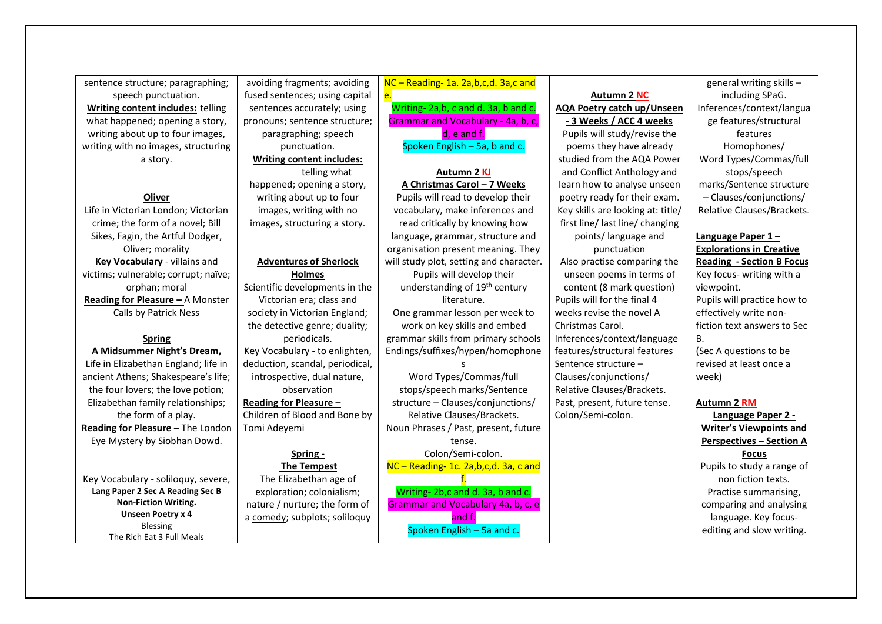| | | | | |
|---|---|---|---|---|
| sentence structure; paragraphing; speech punctuation.<br>**Writing content includes:** telling what happened; opening a story, writing about up to four images, writing with no images, structuring a story.<br><br>**Oliver**<br>Life in Victorian London; Victorian crime; the form of a novel; Bill Sikes, Fagin, the Artful Dodger, Oliver; morality<br>**Key Vocabulary** - villains and victims; vulnerable; corrupt; naïve; orphan; moral<br>**Reading for Pleasure –** A Monster Calls by Patrick Ness<br><br>**Spring**<br>**A Midsummer Night's Dream,**<br>Life in Elizabethan England; life in ancient Athens; Shakespeare's life; the four lovers; the love potion; Elizabethan family relationships; the form of a play.<br>**Reading for Pleasure –** The London Eye Mystery by Siobhan Dowd.<br><br>Key Vocabulary - soliloquy, severe,<br>**Lang Paper 2 Sec A Reading Sec B Non-Fiction Writing.**<br>**Unseen Poetry x 4**<br>Blessing<br>The Rich Eat 3 Full Meals | avoiding fragments; avoiding fused sentences; using capital sentences accurately; using pronouns; sentence structure; paragraphing; speech punctuation.<br>**Writing content includes:** telling what happened; opening a story, writing about up to four images, writing with no images, structuring a story.<br><br>**Adventures of Sherlock Holmes**<br>Scientific developments in the Victorian era; class and society in Victorian England; the detective genre; duality; periodicals.<br>Key Vocabulary - to enlighten, deduction, scandal, periodical, introspective, dual nature, observation<br>**Reading for Pleasure –** Children of Blood and Bone by Tomi Adeyemi<br><br>**Spring -**<br>**The Tempest**<br>The Elizabethan age of exploration; colonialism; nature / nurture; the form of a comedy; subplots; soliloquy | NC – Reading- 1a. 2a,b,c,d. 3a,c and e.<br>Writing- 2a,b, c and d. 3a, b and c.<br>Grammar and Vocabulary - 4a, b, c, d, e and f.<br>Spoken English – 5a, b and c.<br><br>**Autumn 2 KJ**<br>**A Christmas Carol – 7 Weeks**<br>Pupils will read to develop their vocabulary, make inferences and read critically by knowing how language, grammar, structure and organisation present meaning. They will study plot, setting and character. Pupils will develop their understanding of 19th century literature.<br>One grammar lesson per week to work on key skills and embed grammar skills from primary schools Endings/suffixes/hypen/homophones<br>Word Types/Commas/full stops/speech marks/Sentence structure – Clauses/conjunctions/ Relative Clauses/Brackets.<br>Noun Phrases / Past, present, future tense.<br>Colon/Semi-colon.<br>NC – Reading- 1c. 2a,b,c,d. 3a, c and f.<br>Writing- 2b,c and d. 3a, b and c.<br>Grammar and Vocabulary 4a, b, c, e and f.<br>Spoken English – 5a and c. | **Autumn 2 NC**<br>**AQA Poetry catch up/Unseen - 3 Weeks / ACC 4 weeks**<br>Pupils will study/revise the poems they have already studied from the AQA Power and Conflict Anthology and learn how to analyse unseen poetry ready for their exam. Key skills are looking at: title/ first line/ last line/ changing points/ language and punctuation<br>Also practise comparing the unseen poems in terms of content (8 mark question)<br>Pupils will for the final 4 weeks revise the novel A Christmas Carol.<br>Inferences/context/language features/structural features<br>Sentence structure – Clauses/conjunctions/ Relative Clauses/Brackets.<br>Past, present, future tense.<br>Colon/Semi-colon. | general writing skills – including SPaG.<br>Inferences/context/language features/structural features<br>Homophones/ Word Types/Commas/full stops/speech marks/Sentence structure – Clauses/conjunctions/ Relative Clauses/Brackets.<br><br>**Language Paper 1 – Explorations in Creative Reading - Section B Focus**<br>Key focus- writing with a viewpoint.<br>Pupils will practice how to effectively write non-fiction text answers to Sec B.<br>(Sec A questions to be revised at least once a week)<br><br>**Autumn 2 RM**<br>**Language Paper 2 - Writer's Viewpoints and Perspectives – Section A Focus**<br>Pupils to study a range of non fiction texts.<br>Practise summarising, comparing and analysing language. Key focus- editing and slow writing. |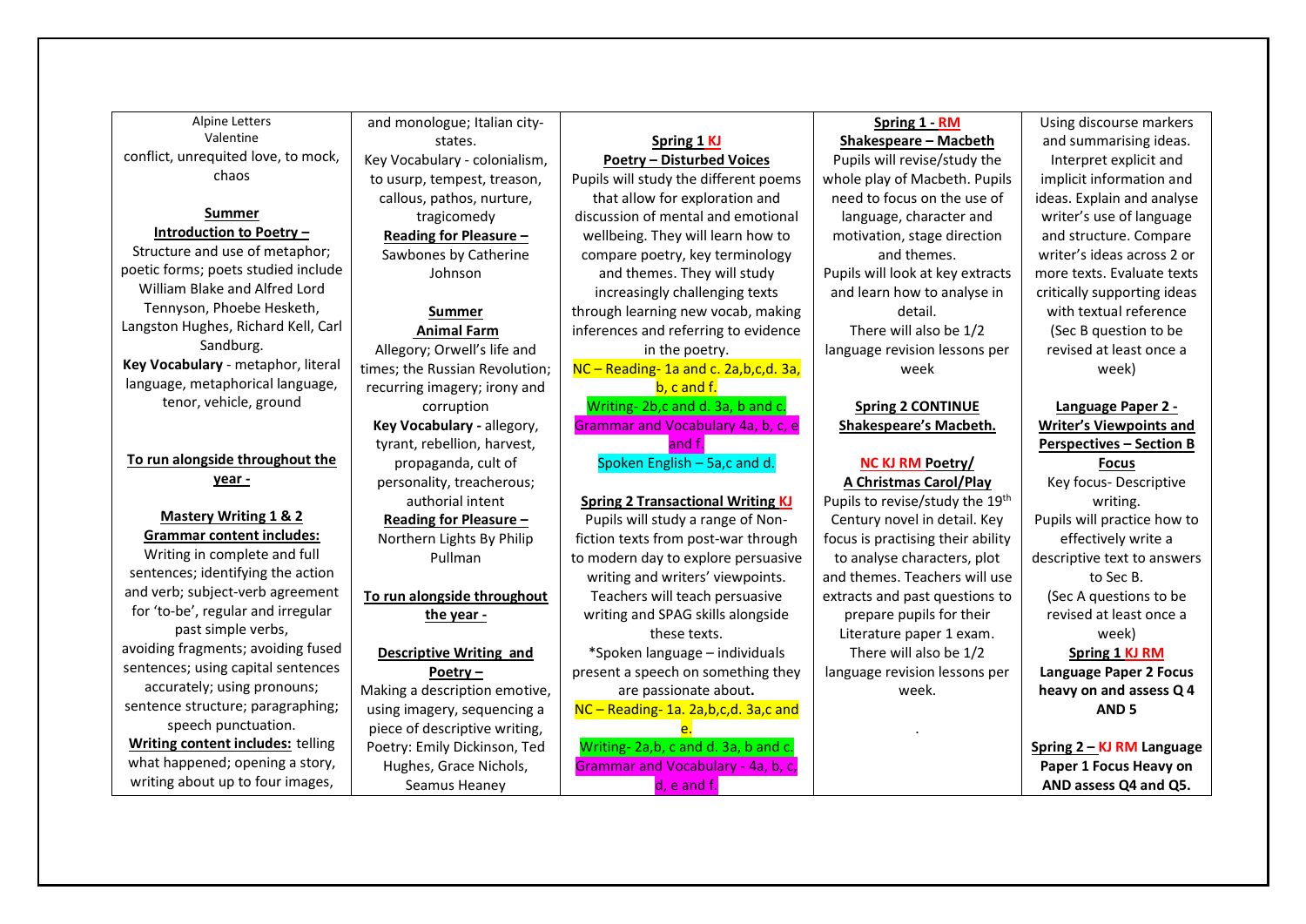| | | | | |
|---|---|---|---|---|
| Alpine Letters<br>Valentine<br>conflict, unrequited love, to mock, chaos<br><br>**Summer**<br>**Introduction to Poetry –**<br>Structure and use of metaphor; poetic forms; poets studied include William Blake and Alfred Lord Tennyson, Phoebe Hesketh, Langston Hughes, Richard Kell, Carl Sandburg.<br>**Key Vocabulary** - metaphor, literal language, metaphorical language, tenor, vehicle, ground<br><br>**To run alongside throughout the year -**<br><br>**Mastery Writing 1 & 2**<br>**Grammar content includes:**<br>Writing in complete and full sentences; identifying the action and verb; subject-verb agreement for 'to-be', regular and irregular past simple verbs, avoiding fragments; avoiding fused sentences; using capital sentences accurately; using pronouns; sentence structure; paragraphing; speech punctuation.<br>**Writing content includes:** telling what happened; opening a story, writing about up to four images, | and monologue; Italian city-states.<br>Key Vocabulary - colonialism, to usurp, tempest, treason, callous, pathos, nurture, tragicomedy<br>**Reading for Pleasure –**<br>Sawbones by Catherine Johnson<br><br>**Summer**<br>**Animal Farm**<br>Allegory; Orwell's life and times; the Russian Revolution; recurring imagery; irony and corruption<br>**Key Vocabulary -** allegory, tyrant, rebellion, harvest, propaganda, cult of personality, treacherous; authorial intent<br>**Reading for Pleasure –**<br>Northern Lights By Philip Pullman<br><br>**To run alongside throughout the year -**<br><br>**Descriptive Writing and Poetry –**<br>Making a description emotive, using imagery, sequencing a piece of descriptive writing, Poetry: Emily Dickinson, Ted Hughes, Grace Nichols, Seamus Heaney | **Spring 1 KJ**<br>**Poetry – Disturbed Voices**<br>Pupils will study the different poems that allow for exploration and discussion of mental and emotional wellbeing. They will learn how to compare poetry, key terminology and themes. They will study increasingly challenging texts through learning new vocab, making inferences and referring to evidence in the poetry.<br>NC – Reading- 1a and c. 2a,b,c,d. 3a, b, c and f.<br>Writing- 2b,c and d. 3a, b and c.<br>Grammar and Vocabulary 4a, b, c, e and f.<br>Spoken English – 5a,c and d.<br><br>**Spring 2 Transactional Writing KJ**<br>Pupils will study a range of Non-fiction texts from post-war through to modern day to explore persuasive writing and writers' viewpoints. Teachers will teach persuasive writing and SPAG skills alongside these texts.<br>*Spoken language – individuals present a speech on something they are passionate about**.**<br>NC – Reading- 1a. 2a,b,c,d. 3a,c and e.<br>Writing- 2a,b, c and d. 3a, b and c.<br>Grammar and Vocabulary - 4a, b, c, d, e and f. | **Spring 1 - RM**<br>**Shakespeare – Macbeth**<br>Pupils will revise/study the whole play of Macbeth. Pupils need to focus on the use of language, character and motivation, stage direction and themes.<br>Pupils will look at key extracts and learn how to analyse in detail.<br>There will also be 1/2 language revision lessons per week<br><br>**Spring 2 CONTINUE Shakespeare's Macbeth.**<br><br>**NC KJ RM Poetry/**<br>**A Christmas Carol/Play**<br>Pupils to revise/study the 19th Century novel in detail. Key focus is practising their ability to analyse characters, plot and themes. Teachers will use extracts and past questions to prepare pupils for their Literature paper 1 exam.<br>There will also be 1/2 language revision lessons per week.<br><br>. | Using discourse markers and summarising ideas. Interpret explicit and implicit information and ideas. Explain and analyse writer's use of language and structure. Compare writer's ideas across 2 or more texts. Evaluate texts critically supporting ideas with textual reference (Sec B question to be revised at least once a week)<br><br>**Language Paper 2 - Writer's Viewpoints and Perspectives – Section B Focus**<br>Key focus- Descriptive writing.<br>Pupils will practice how to effectively write a descriptive text to answers to Sec B.<br>(Sec A questions to be revised at least once a week)<br>**Spring 1 KJ RM**<br>**Language Paper 2 Focus heavy on and assess Q 4 AND 5**<br><br>**Spring 2 – KJ RM Language Paper 1 Focus Heavy on AND assess Q4 and Q5.** |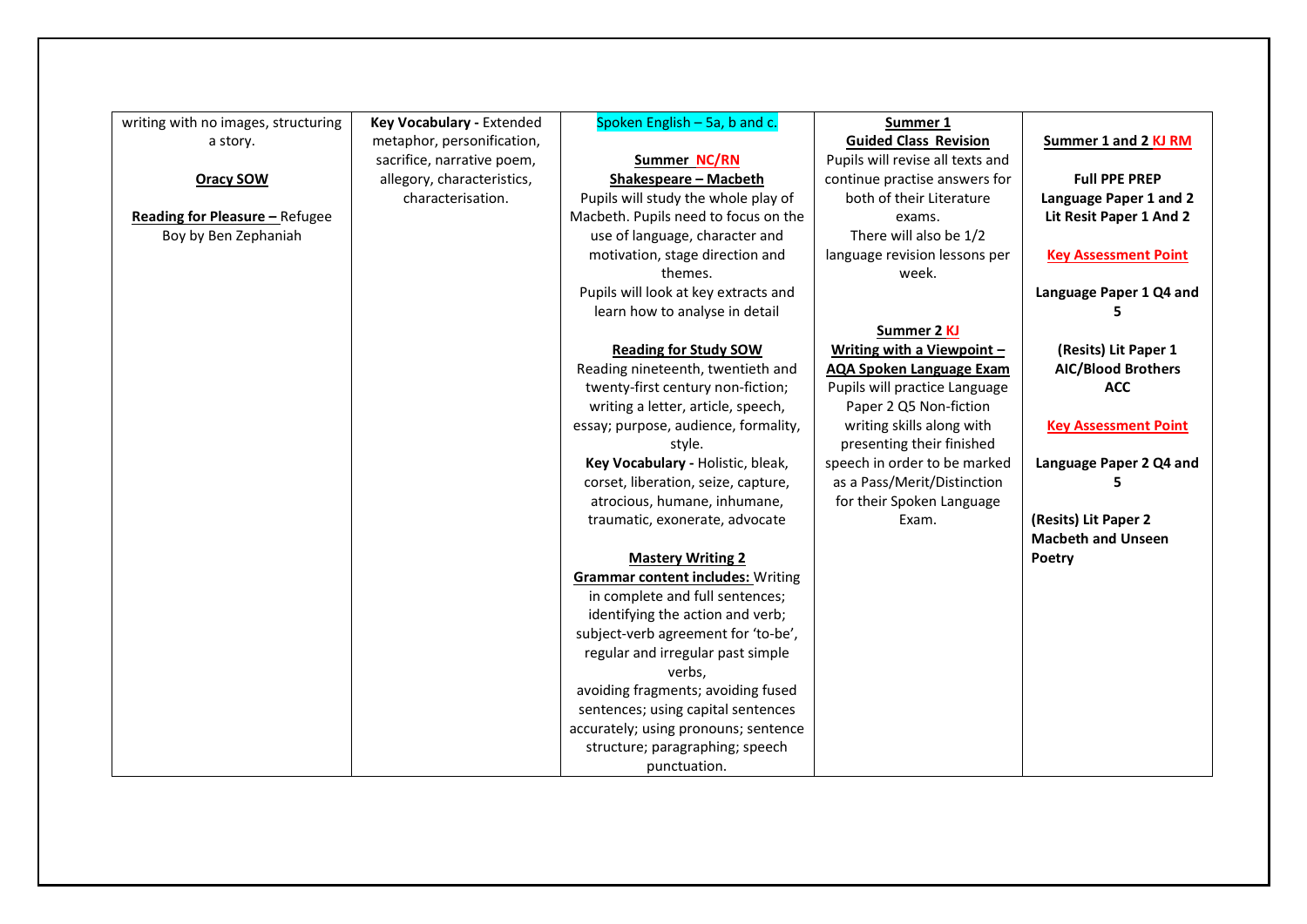| | | | | |
|---|---|---|---|---|
| writing with no images, structuring a story.<br><br>**Oracy SOW**<br><br>**Reading for Pleasure –** Refugee Boy by Ben Zephaniah | **Key Vocabulary -** Extended metaphor, personification, sacrifice, narrative poem, allegory, characteristics, characterisation. | Spoken English – 5a, b and c.<br><br>**Summer NC/RN**<br>**Shakespeare – Macbeth**<br>Pupils will study the whole play of Macbeth. Pupils need to focus on the use of language, character and motivation, stage direction and themes.<br>Pupils will look at key extracts and learn how to analyse in detail<br><br>**Reading for Study SOW**<br>Reading nineteenth, twentieth and twenty-first century non-fiction; writing a letter, article, speech, essay; purpose, audience, formality, style.<br>**Key Vocabulary -** Holistic, bleak, corset, liberation, seize, capture, atrocious, humane, inhumane, traumatic, exonerate, advocate<br><br>**Mastery Writing 2**<br>**Grammar content includes:** Writing in complete and full sentences; identifying the action and verb; subject-verb agreement for 'to-be', regular and irregular past simple verbs,<br>avoiding fragments; avoiding fused sentences; using capital sentences accurately; using pronouns; sentence structure; paragraphing; speech punctuation. | **Summer 1**<br>**Guided Class Revision**<br>Pupils will revise all texts and continue practise answers for both of their Literature exams.<br>There will also be 1/2 language revision lessons per week.<br><br>**Summer 2 KJ**<br>**Writing with a Viewpoint – AQA Spoken Language Exam**<br>Pupils will practice Language Paper 2 Q5 Non-fiction writing skills along with presenting their finished speech in order to be marked as a Pass/Merit/Distinction for their Spoken Language Exam. | **Summer 1 and 2 KJ RM**<br><br>**Full PPE PREP**<br>**Language Paper 1 and 2**<br>**Lit Resit Paper 1 And 2**<br><br>**Key Assessment Point**<br><br>**Language Paper 1 Q4 and 5**<br><br>**(Resits) Lit Paper 1 AIC/Blood Brothers ACC**<br><br>**Key Assessment Point**<br><br>**Language Paper 2 Q4 and 5**<br><br>**(Resits) Lit Paper 2 Macbeth and Unseen Poetry** |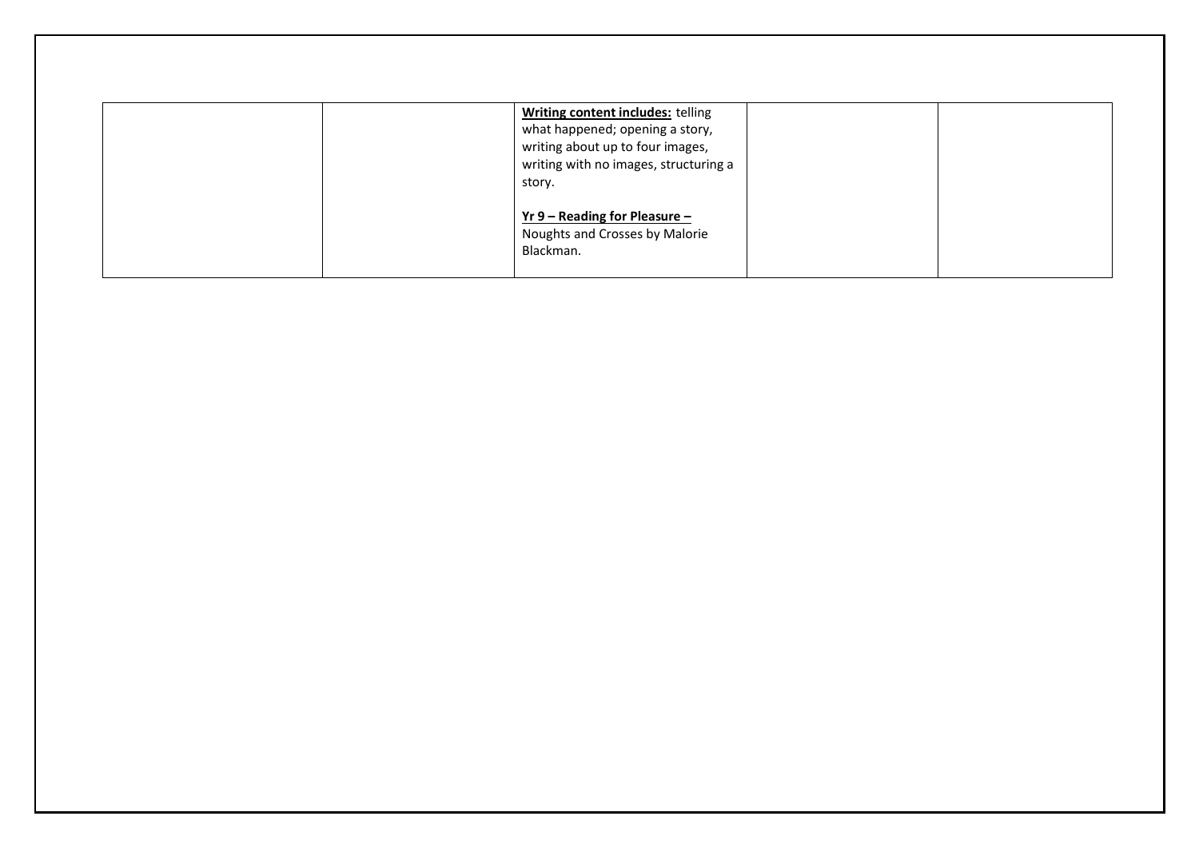| | | | | |
|---|---|---|---|---|
| | | **Writing content includes:** telling what happened; opening a story, writing about up to four images, writing with no images, structuring a story.<br><br>**Yr 9 – Reading for Pleasure –** Noughts and Crosses by Malorie Blackman. | | |